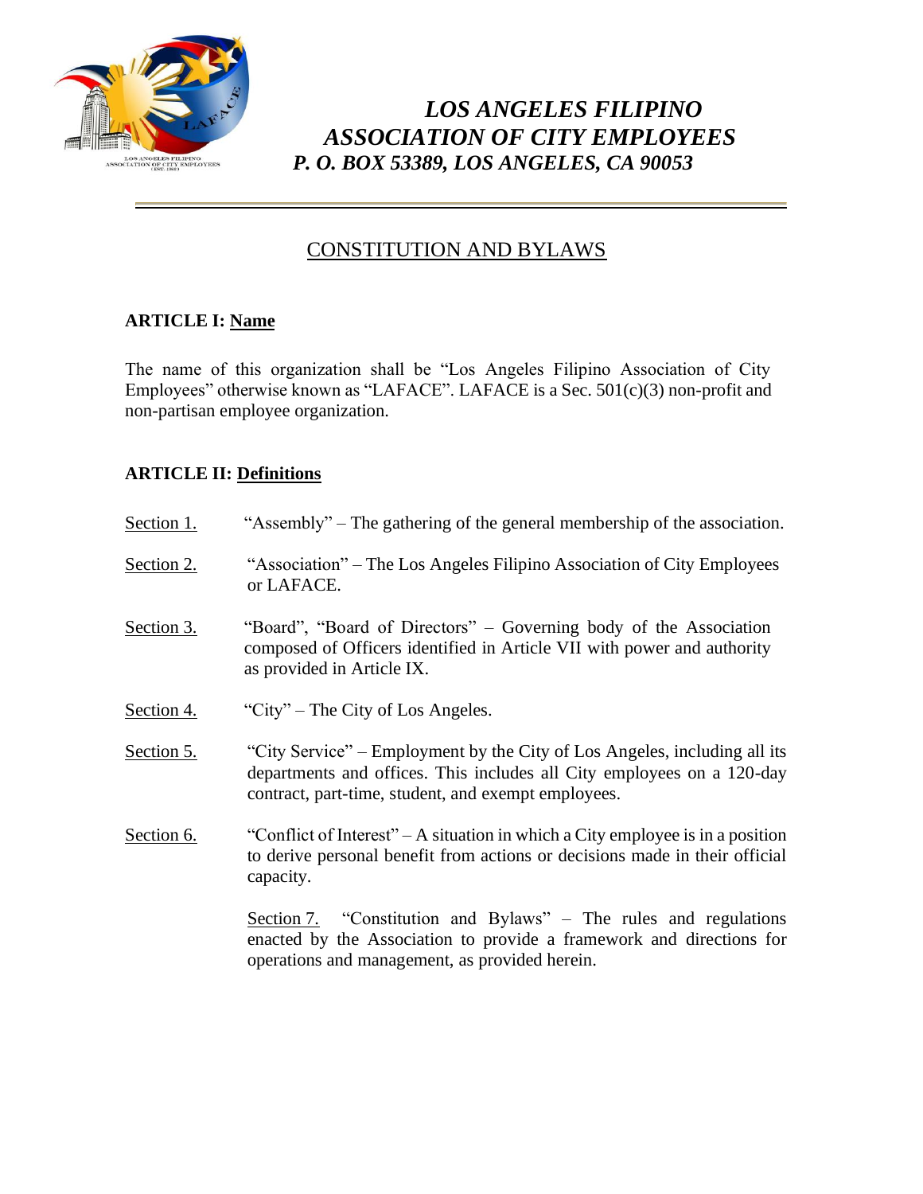# *LOS ANGELES FILIPINO ASSOCIATION OF CITY EMPLOYEES*

***P. O. BOX 53389, LOS ANGELES, CA 90053***

---

## CONSTITUTION AND BYLAWS

### ARTICLE I: Name

The name of this organization shall be "Los Angeles Filipino Association of City Employees" otherwise known as "LAFACE". LAFACE is a Sec. 501(c)(3) non-profit and non-partisan employee organization.

### ARTICLE II: Definitions

Section 1. "Assembly" – The gathering of the general membership of the association.

Section 2. "Association" – The Los Angeles Filipino Association of City Employees or LAFACE.

Section 3. "Board", "Board of Directors" – Governing body of the Association composed of Officers identified in Article VII with power and authority as provided in Article IX.

Section 4. "City" – The City of Los Angeles.

Section 5. "City Service" – Employment by the City of Los Angeles, including all its departments and offices. This includes all City employees on a 120-day contract, part-time, student, and exempt employees.

Section 6. "Conflict of Interest" – A situation in which a City employee is in a position to derive personal benefit from actions or decisions made in their official capacity.

Section 7. "Constitution and Bylaws" – The rules and regulations enacted by the Association to provide a framework and directions for operations and management, as provided herein.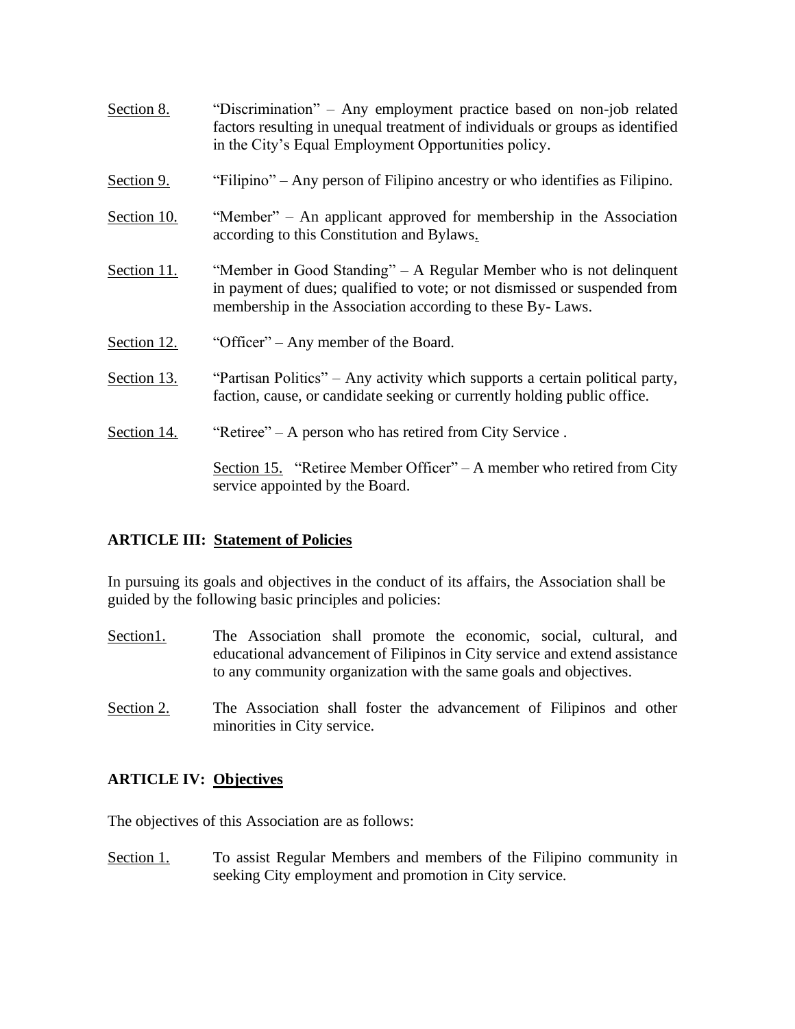Section 8. "Discrimination" – Any employment practice based on non-job related factors resulting in unequal treatment of individuals or groups as identified in the City's Equal Employment Opportunities policy.

Section 9. "Filipino" – Any person of Filipino ancestry or who identifies as Filipino.

Section 10. "Member" – An applicant approved for membership in the Association according to this Constitution and Bylaws.

Section 11. "Member in Good Standing" – A Regular Member who is not delinquent in payment of dues; qualified to vote; or not dismissed or suspended from membership in the Association according to these By- Laws.

Section 12. "Officer" – Any member of the Board.

Section 13. "Partisan Politics" – Any activity which supports a certain political party, faction, cause, or candidate seeking or currently holding public office.

Section 14. "Retiree" – A person who has retired from City Service .

Section 15. "Retiree Member Officer" – A member who retired from City service appointed by the Board.

## ARTICLE III: Statement of Policies

In pursuing its goals and objectives in the conduct of its affairs, the Association shall be guided by the following basic principles and policies:

Section1. The Association shall promote the economic, social, cultural, and educational advancement of Filipinos in City service and extend assistance to any community organization with the same goals and objectives.

Section 2. The Association shall foster the advancement of Filipinos and other minorities in City service.

## ARTICLE IV: Objectives

The objectives of this Association are as follows:

Section 1. To assist Regular Members and members of the Filipino community in seeking City employment and promotion in City service.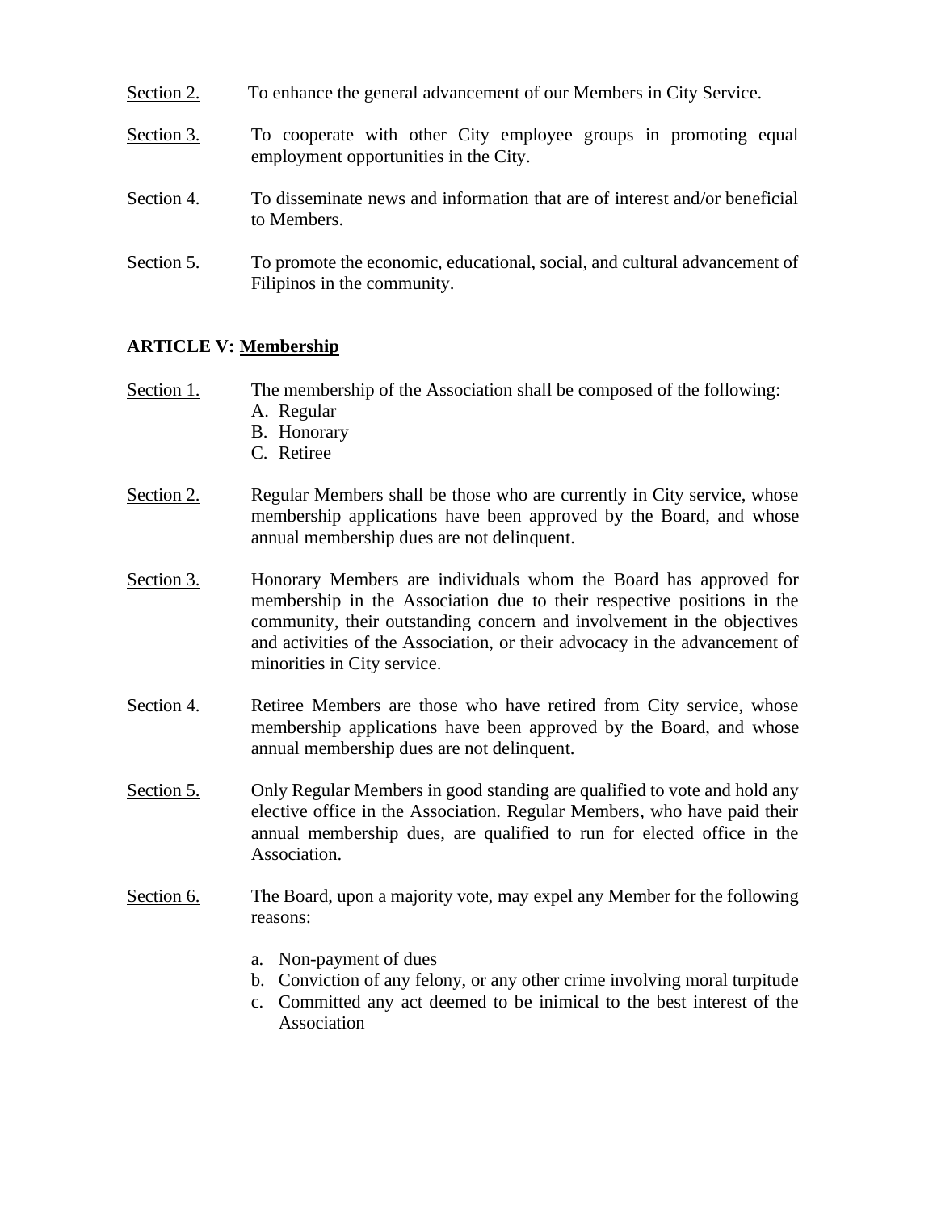Section 2. To enhance the general advancement of our Members in City Service.

Section 3. To cooperate with other City employee groups in promoting equal employment opportunities in the City.

Section 4. To disseminate news and information that are of interest and/or beneficial to Members.

Section 5. To promote the economic, educational, social, and cultural advancement of Filipinos in the community.

## ARTICLE V: Membership

Section 1. The membership of the Association shall be composed of the following:

A. Regular
B. Honorary
C. Retiree

Section 2. Regular Members shall be those who are currently in City service, whose membership applications have been approved by the Board, and whose annual membership dues are not delinquent.

Section 3. Honorary Members are individuals whom the Board has approved for membership in the Association due to their respective positions in the community, their outstanding concern and involvement in the objectives and activities of the Association, or their advocacy in the advancement of minorities in City service.

Section 4. Retiree Members are those who have retired from City service, whose membership applications have been approved by the Board, and whose annual membership dues are not delinquent.

Section 5. Only Regular Members in good standing are qualified to vote and hold any elective office in the Association. Regular Members, who have paid their annual membership dues, are qualified to run for elected office in the Association.

Section 6. The Board, upon a majority vote, may expel any Member for the following reasons:

a. Non-payment of dues
b. Conviction of any felony, or any other crime involving moral turpitude
c. Committed any act deemed to be inimical to the best interest of the Association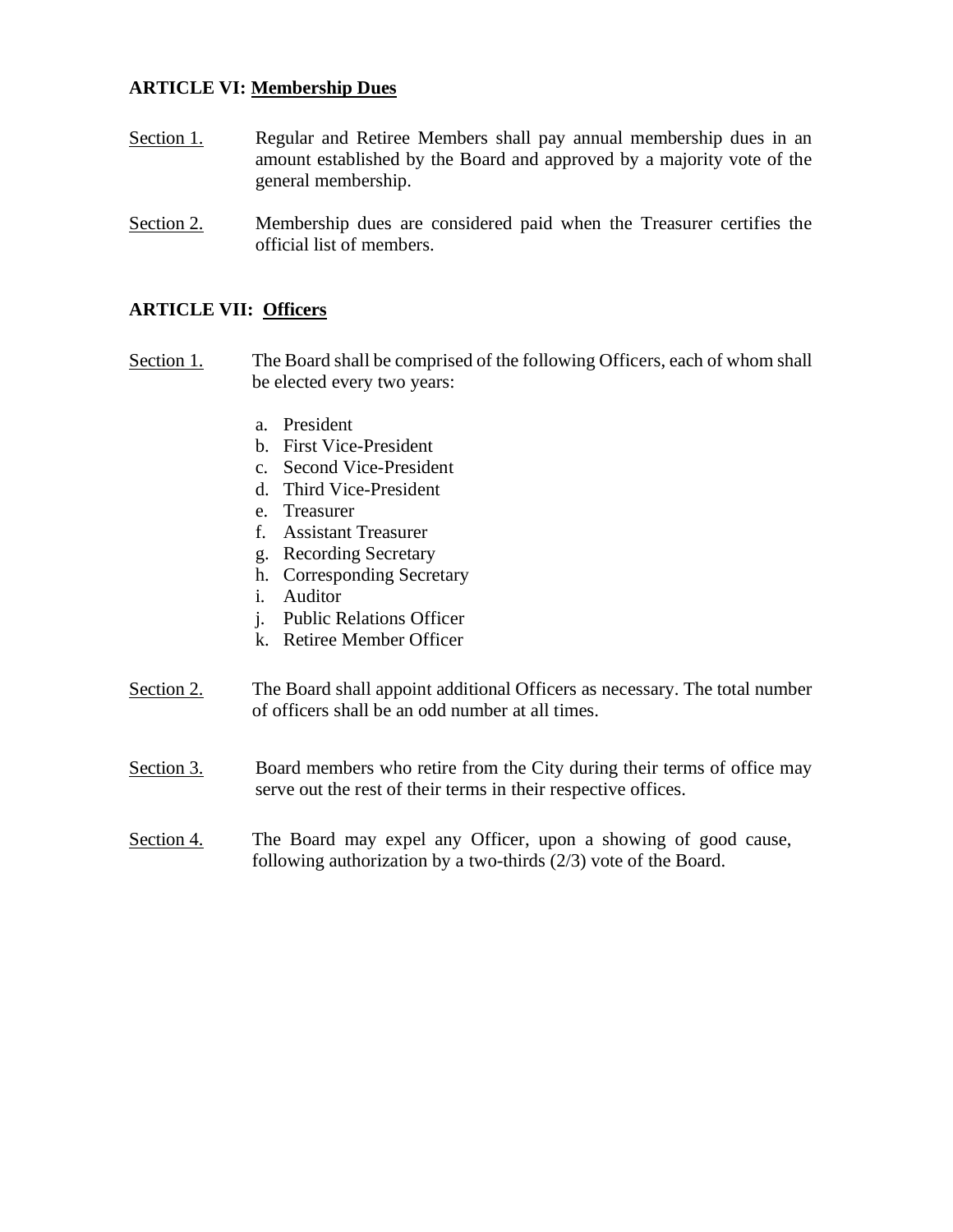## ARTICLE VI: Membership Dues

Section 1. Regular and Retiree Members shall pay annual membership dues in an amount established by the Board and approved by a majority vote of the general membership.

Section 2. Membership dues are considered paid when the Treasurer certifies the official list of members.

## ARTICLE VII: Officers

Section 1. The Board shall be comprised of the following Officers, each of whom shall be elected every two years:

a. President
b. First Vice-President
c. Second Vice-President
d. Third Vice-President
e. Treasurer
f. Assistant Treasurer
g. Recording Secretary
h. Corresponding Secretary
i. Auditor
j. Public Relations Officer
k. Retiree Member Officer

Section 2. The Board shall appoint additional Officers as necessary. The total number of officers shall be an odd number at all times.

Section 3. Board members who retire from the City during their terms of office may serve out the rest of their terms in their respective offices.

Section 4. The Board may expel any Officer, upon a showing of good cause, following authorization by a two-thirds (2/3) vote of the Board.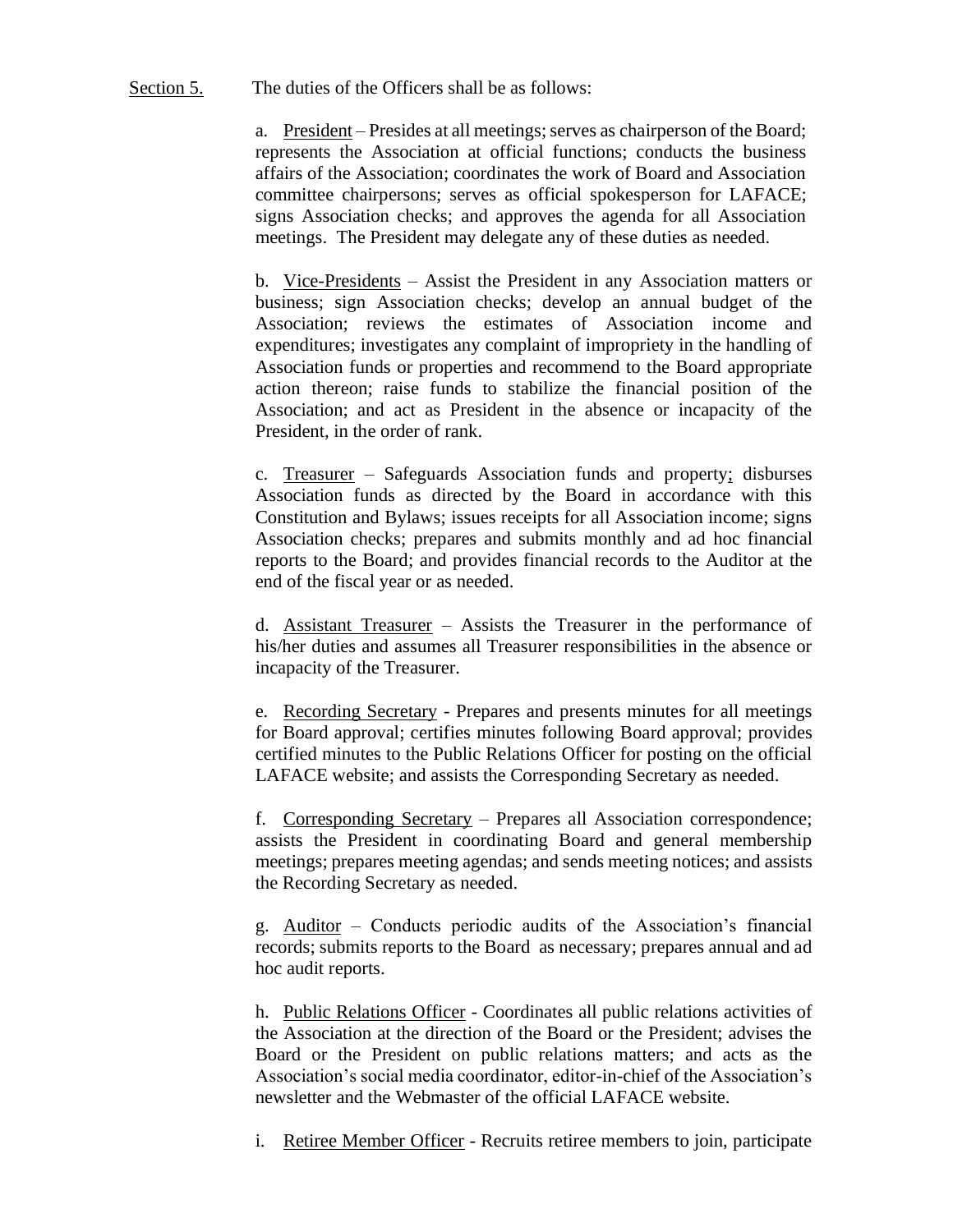Section 5. The duties of the Officers shall be as follows:

a. President – Presides at all meetings; serves as chairperson of the Board; represents the Association at official functions; conducts the business affairs of the Association; coordinates the work of Board and Association committee chairpersons; serves as official spokesperson for LAFACE; signs Association checks; and approves the agenda for all Association meetings. The President may delegate any of these duties as needed.

b. Vice-Presidents – Assist the President in any Association matters or business; sign Association checks; develop an annual budget of the Association; reviews the estimates of Association income and expenditures; investigates any complaint of impropriety in the handling of Association funds or properties and recommend to the Board appropriate action thereon; raise funds to stabilize the financial position of the Association; and act as President in the absence or incapacity of the President, in the order of rank.

c. Treasurer – Safeguards Association funds and property; disburses Association funds as directed by the Board in accordance with this Constitution and Bylaws; issues receipts for all Association income; signs Association checks; prepares and submits monthly and ad hoc financial reports to the Board; and provides financial records to the Auditor at the end of the fiscal year or as needed.

d. Assistant Treasurer – Assists the Treasurer in the performance of his/her duties and assumes all Treasurer responsibilities in the absence or incapacity of the Treasurer.

e. Recording Secretary - Prepares and presents minutes for all meetings for Board approval; certifies minutes following Board approval; provides certified minutes to the Public Relations Officer for posting on the official LAFACE website; and assists the Corresponding Secretary as needed.

f. Corresponding Secretary – Prepares all Association correspondence; assists the President in coordinating Board and general membership meetings; prepares meeting agendas; and sends meeting notices; and assists the Recording Secretary as needed.

g. Auditor – Conducts periodic audits of the Association's financial records; submits reports to the Board as necessary; prepares annual and ad hoc audit reports.

h. Public Relations Officer - Coordinates all public relations activities of the Association at the direction of the Board or the President; advises the Board or the President on public relations matters; and acts as the Association's social media coordinator, editor-in-chief of the Association's newsletter and the Webmaster of the official LAFACE website.

i. Retiree Member Officer - Recruits retiree members to join, participate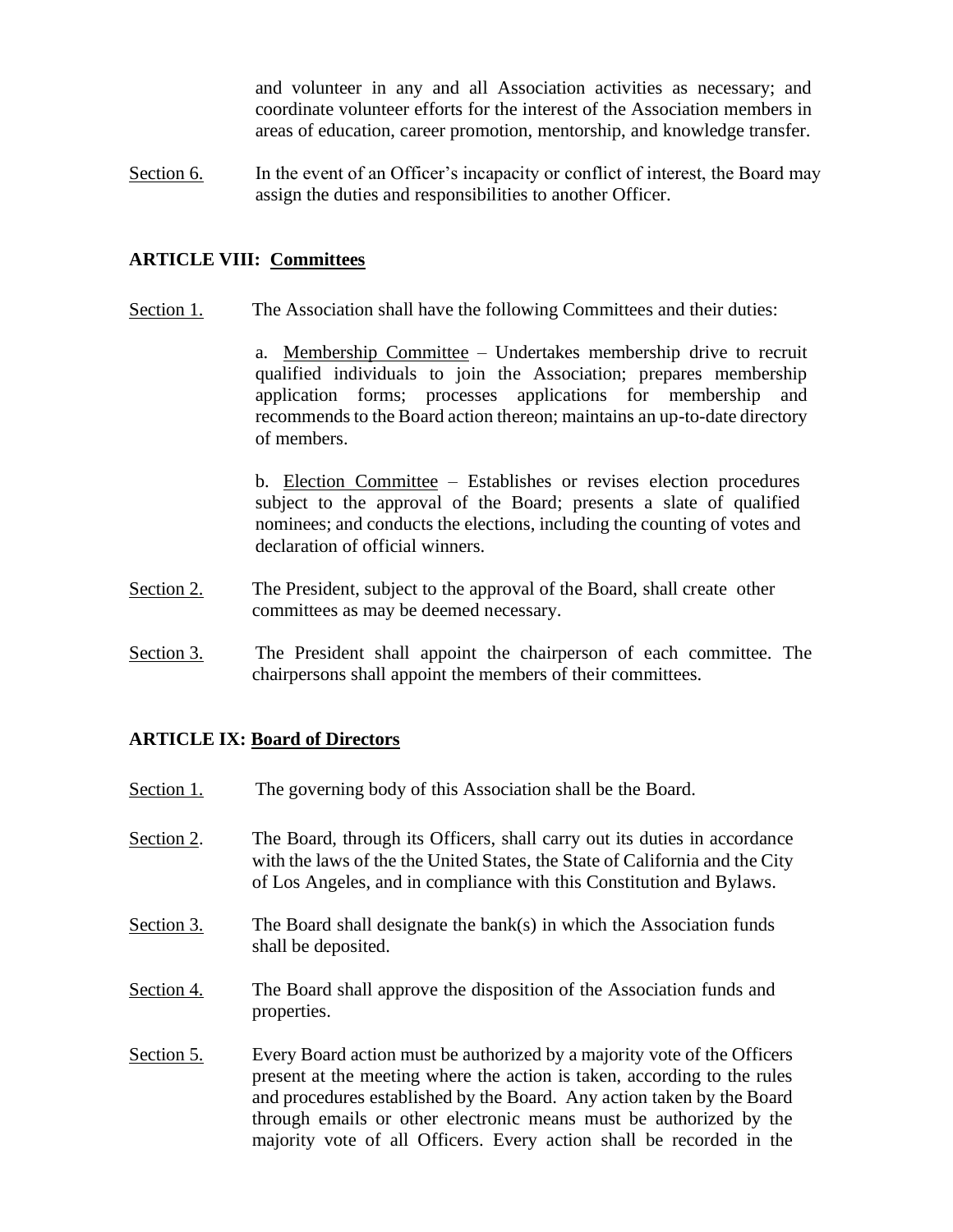and volunteer in any and all Association activities as necessary; and coordinate volunteer efforts for the interest of the Association members in areas of education, career promotion, mentorship, and knowledge transfer.

Section 6. In the event of an Officer's incapacity or conflict of interest, the Board may assign the duties and responsibilities to another Officer.

**ARTICLE VIII: Committees**

Section 1. The Association shall have the following Committees and their duties:

a. Membership Committee – Undertakes membership drive to recruit qualified individuals to join the Association; prepares membership application forms; processes applications for membership and recommends to the Board action thereon; maintains an up-to-date directory of members.

b. Election Committee – Establishes or revises election procedures subject to the approval of the Board; presents a slate of qualified nominees; and conducts the elections, including the counting of votes and declaration of official winners.

Section 2. The President, subject to the approval of the Board, shall create other committees as may be deemed necessary.

Section 3. The President shall appoint the chairperson of each committee. The chairpersons shall appoint the members of their committees.

**ARTICLE IX: Board of Directors**

Section 1. The governing body of this Association shall be the Board.

Section 2. The Board, through its Officers, shall carry out its duties in accordance with the laws of the the United States, the State of California and the City of Los Angeles, and in compliance with this Constitution and Bylaws.

Section 3. The Board shall designate the bank(s) in which the Association funds shall be deposited.

Section 4. The Board shall approve the disposition of the Association funds and properties.

Section 5. Every Board action must be authorized by a majority vote of the Officers present at the meeting where the action is taken, according to the rules and procedures established by the Board. Any action taken by the Board through emails or other electronic means must be authorized by the majority vote of all Officers. Every action shall be recorded in the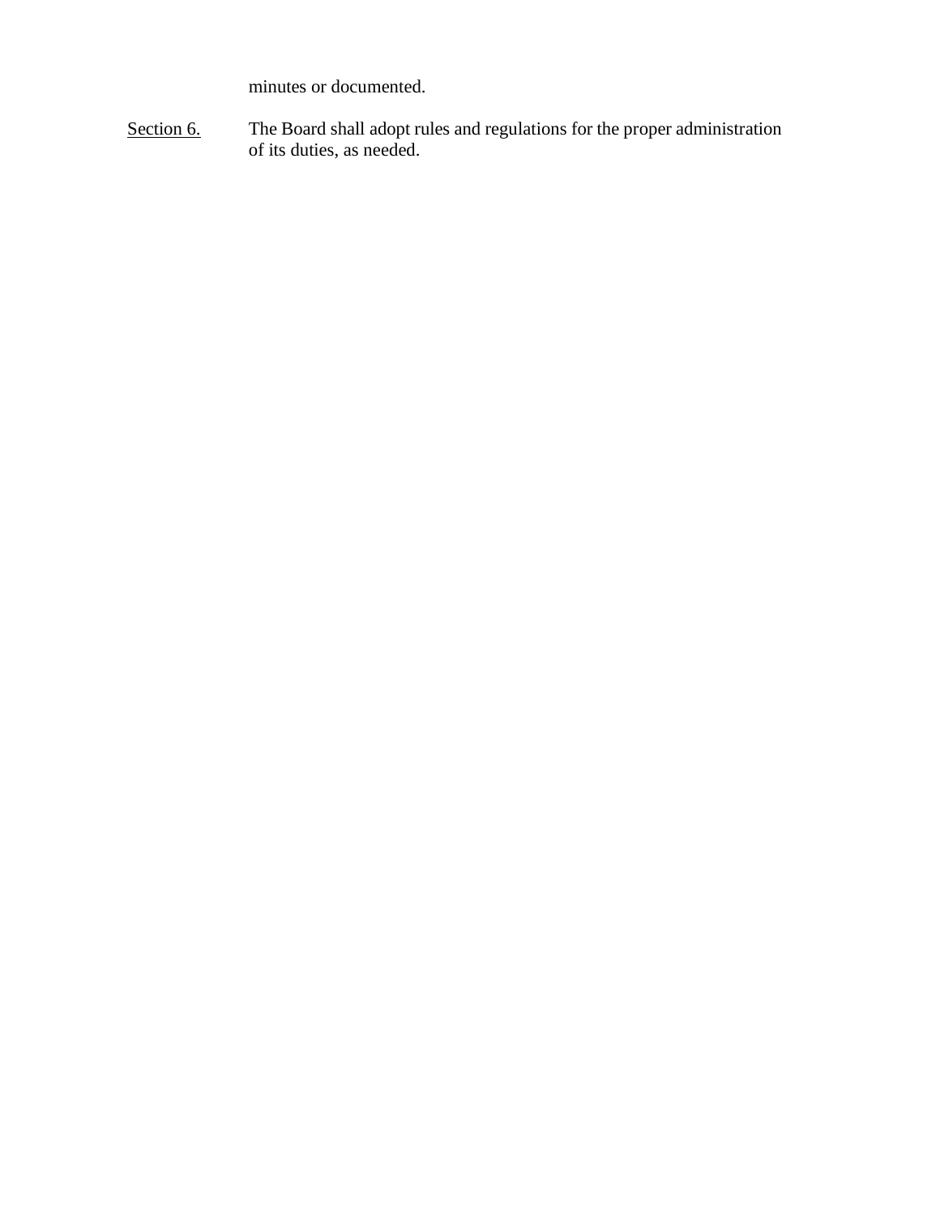minutes or documented.

Section 6. The Board shall adopt rules and regulations for the proper administration of its duties, as needed.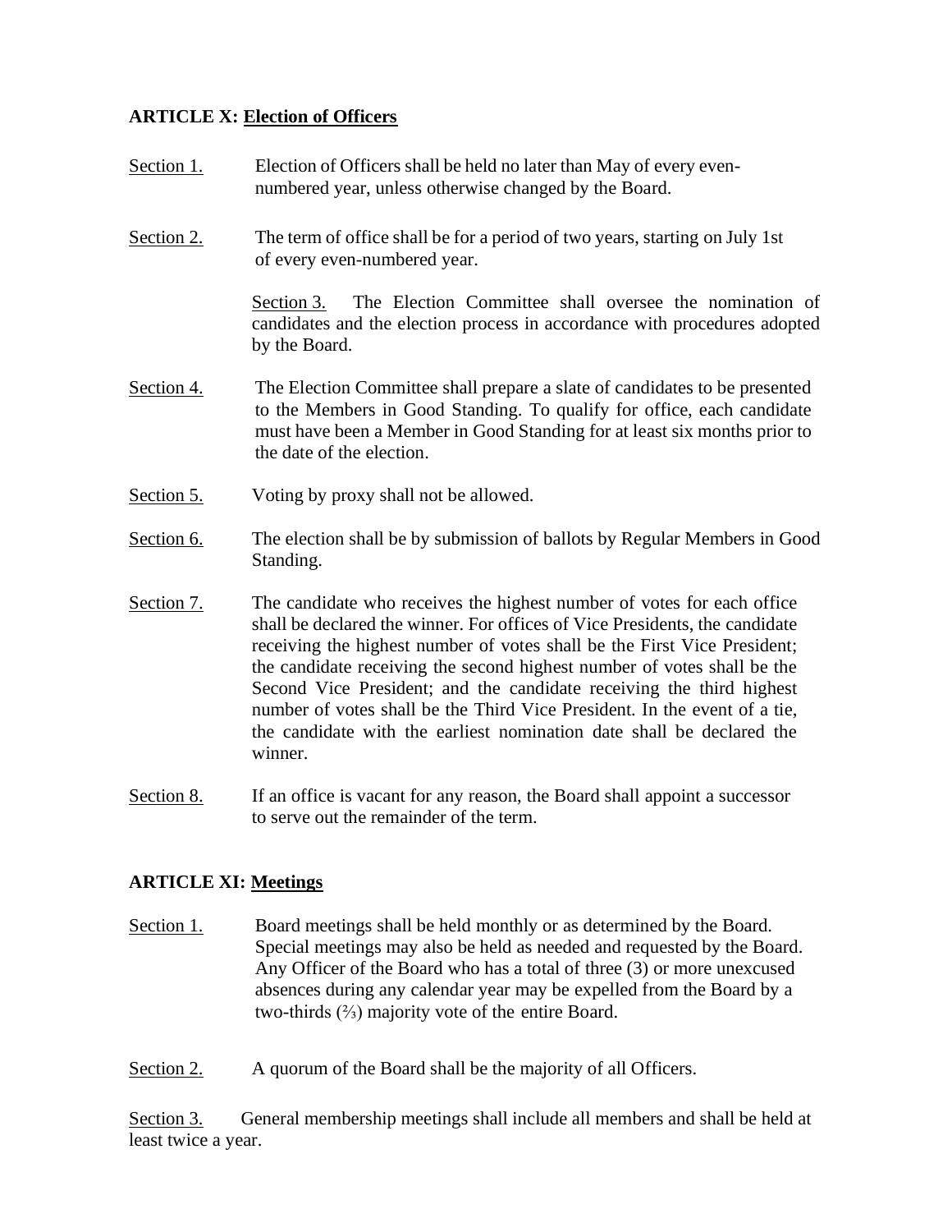**ARTICLE X: Election of Officers**

Section 1. Election of Officers shall be held no later than May of every even-numbered year, unless otherwise changed by the Board.

Section 2. The term of office shall be for a period of two years, starting on July 1st of every even-numbered year.

Section 3. The Election Committee shall oversee the nomination of candidates and the election process in accordance with procedures adopted by the Board.

Section 4. The Election Committee shall prepare a slate of candidates to be presented to the Members in Good Standing. To qualify for office, each candidate must have been a Member in Good Standing for at least six months prior to the date of the election.

Section 5. Voting by proxy shall not be allowed.

Section 6. The election shall be by submission of ballots by Regular Members in Good Standing.

Section 7. The candidate who receives the highest number of votes for each office shall be declared the winner. For offices of Vice Presidents, the candidate receiving the highest number of votes shall be the First Vice President; the candidate receiving the second highest number of votes shall be the Second Vice President; and the candidate receiving the third highest number of votes shall be the Third Vice President. In the event of a tie, the candidate with the earliest nomination date shall be declared the winner.

Section 8. If an office is vacant for any reason, the Board shall appoint a successor to serve out the remainder of the term.

**ARTICLE XI: Meetings**

Section 1. Board meetings shall be held monthly or as determined by the Board. Special meetings may also be held as needed and requested by the Board. Any Officer of the Board who has a total of three (3) or more unexcused absences during any calendar year may be expelled from the Board by a two-thirds (⅔) majority vote of the entire Board.

Section 2. A quorum of the Board shall be the majority of all Officers.

Section 3. General membership meetings shall include all members and shall be held at least twice a year.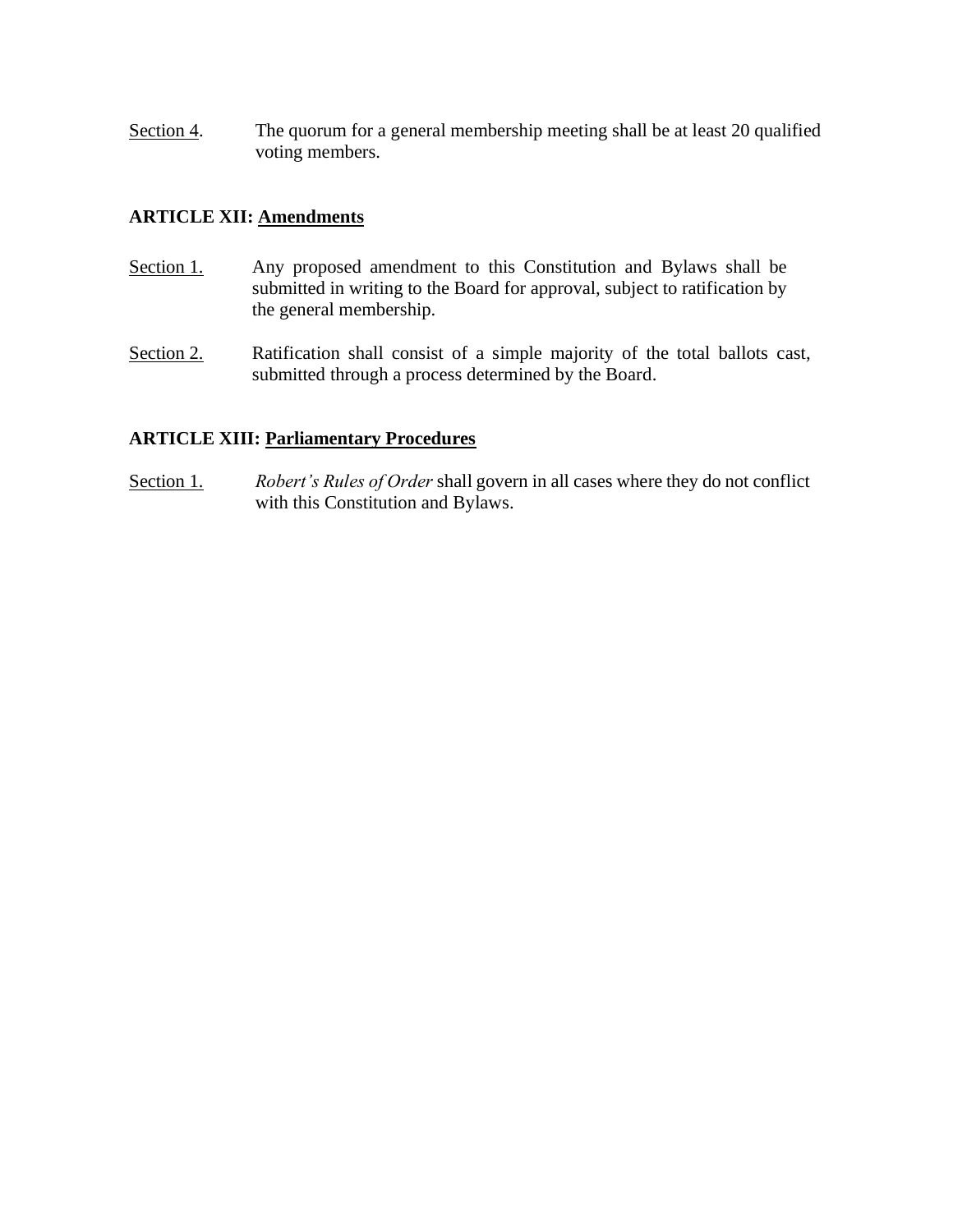<u>Section 4</u>. The quorum for a general membership meeting shall be at least 20 qualified voting members.

**ARTICLE XII: <u>Amendments</u>**

<u>Section 1.</u> Any proposed amendment to this Constitution and Bylaws shall be submitted in writing to the Board for approval, subject to ratification by the general membership.

<u>Section 2.</u> Ratification shall consist of a simple majority of the total ballots cast, submitted through a process determined by the Board.

**ARTICLE XIII: <u>Parliamentary Procedures</u>**

<u>Section 1.</u> *Robert's Rules of Order* shall govern in all cases where they do not conflict with this Constitution and Bylaws.